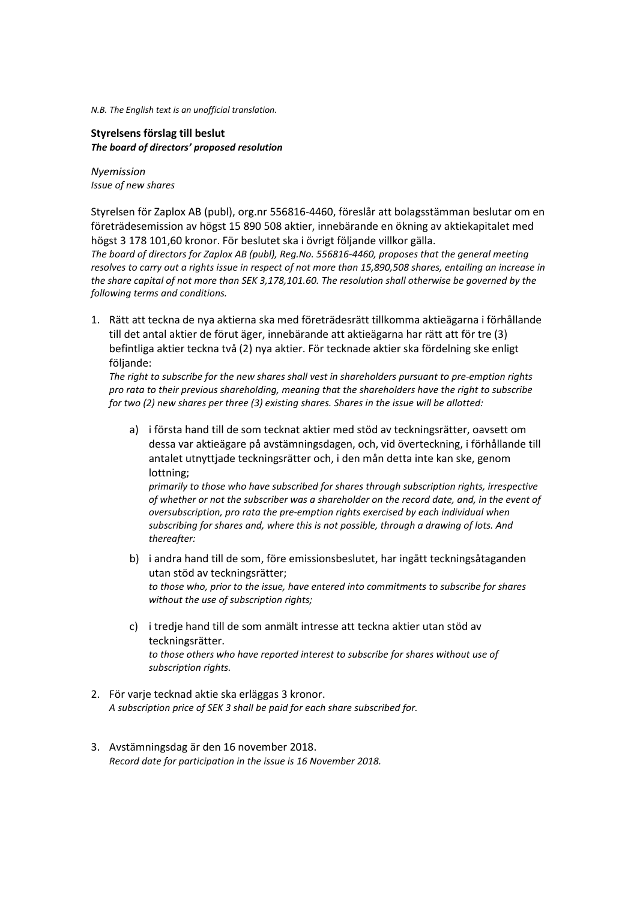*N.B. The English text is an unofficial translation.*

**Styrelsens förslag till beslut**
***The board of directors' proposed resolution***

*Nyemission*
*Issue of new shares*

Styrelsen för Zaplox AB (publ), org.nr 556816-4460, föreslår att bolagsstämman beslutar om en företrädesemission av högst 15 890 508 aktier, innebärande en ökning av aktiekapitalet med högst 3 178 101,60 kronor. För beslutet ska i övrigt följande villkor gälla.
*The board of directors for Zaplox AB (publ), Reg.No. 556816-4460, proposes that the general meeting resolves to carry out a rights issue in respect of not more than 15,890,508 shares, entailing an increase in the share capital of not more than SEK 3,178,101.60. The resolution shall otherwise be governed by the following terms and conditions.*

1. Rätt att teckna de nya aktierna ska med företrädesrätt tillkomma aktieägarna i förhållande till det antal aktier de förut äger, innebärande att aktieägarna har rätt att för tre (3) befintliga aktier teckna två (2) nya aktier. För tecknade aktier ska fördelning ske enligt följande:
   *The right to subscribe for the new shares shall vest in shareholders pursuant to pre-emption rights pro rata to their previous shareholding, meaning that the shareholders have the right to subscribe for two (2) new shares per three (3) existing shares. Shares in the issue will be allotted:*

   a) i första hand till de som tecknat aktier med stöd av teckningsrätter, oavsett om dessa var aktieägare på avstämningsdagen, och, vid överteckning, i förhållande till antalet utnyttjade teckningsrätter och, i den mån detta inte kan ske, genom lottning;
   *primarily to those who have subscribed for shares through subscription rights, irrespective of whether or not the subscriber was a shareholder on the record date, and, in the event of oversubscription, pro rata the pre-emption rights exercised by each individual when subscribing for shares and, where this is not possible, through a drawing of lots. And thereafter:*

   b) i andra hand till de som, före emissionsbeslutet, har ingått teckningsåtaganden utan stöd av teckningsrätter;
   *to those who, prior to the issue, have entered into commitments to subscribe for shares without the use of subscription rights;*

   c) i tredje hand till de som anmält intresse att teckna aktier utan stöd av teckningsrätter.
   *to those others who have reported interest to subscribe for shares without use of subscription rights.*

2. För varje tecknad aktie ska erläggas 3 kronor.
   *A subscription price of SEK 3 shall be paid for each share subscribed for.*

3. Avstämningsdag är den 16 november 2018.
   *Record date for participation in the issue is 16 November 2018.*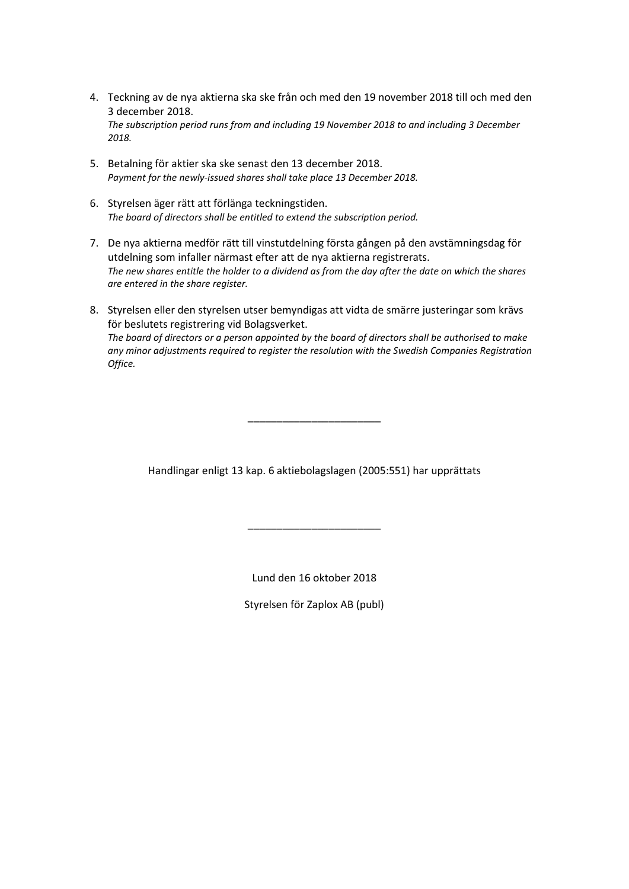4. Teckning av de nya aktierna ska ske från och med den 19 november 2018 till och med den 3 december 2018.
   *The subscription period runs from and including 19 November 2018 to and including 3 December 2018.*

5. Betalning för aktier ska ske senast den 13 december 2018.
   *Payment for the newly-issued shares shall take place 13 December 2018.*

6. Styrelsen äger rätt att förlänga teckningstiden.
   *The board of directors shall be entitled to extend the subscription period.*

7. De nya aktierna medför rätt till vinstutdelning första gången på den avstämningsdag för utdelning som infaller närmast efter att de nya aktierna registrerats.
   *The new shares entitle the holder to a dividend as from the day after the date on which the shares are entered in the share register.*

8. Styrelsen eller den styrelsen utser bemyndigas att vidta de smärre justeringar som krävs för beslutets registrering vid Bolagsverket.
   *The board of directors or a person appointed by the board of directors shall be authorised to make any minor adjustments required to register the resolution with the Swedish Companies Registration Office.*

________________________

Handlingar enligt 13 kap. 6 aktiebolagslagen (2005:551) har upprättats

________________________

Lund den 16 oktober 2018

Styrelsen för Zaplox AB (publ)